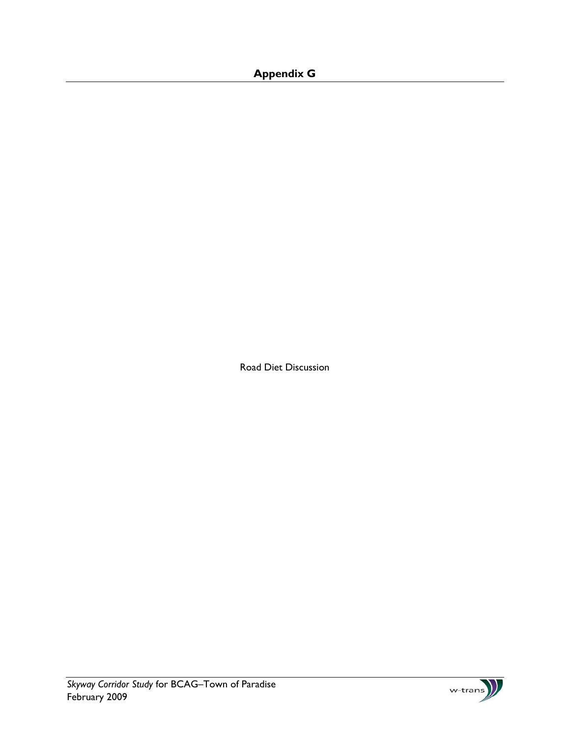# Appendix G

Road Diet Discussion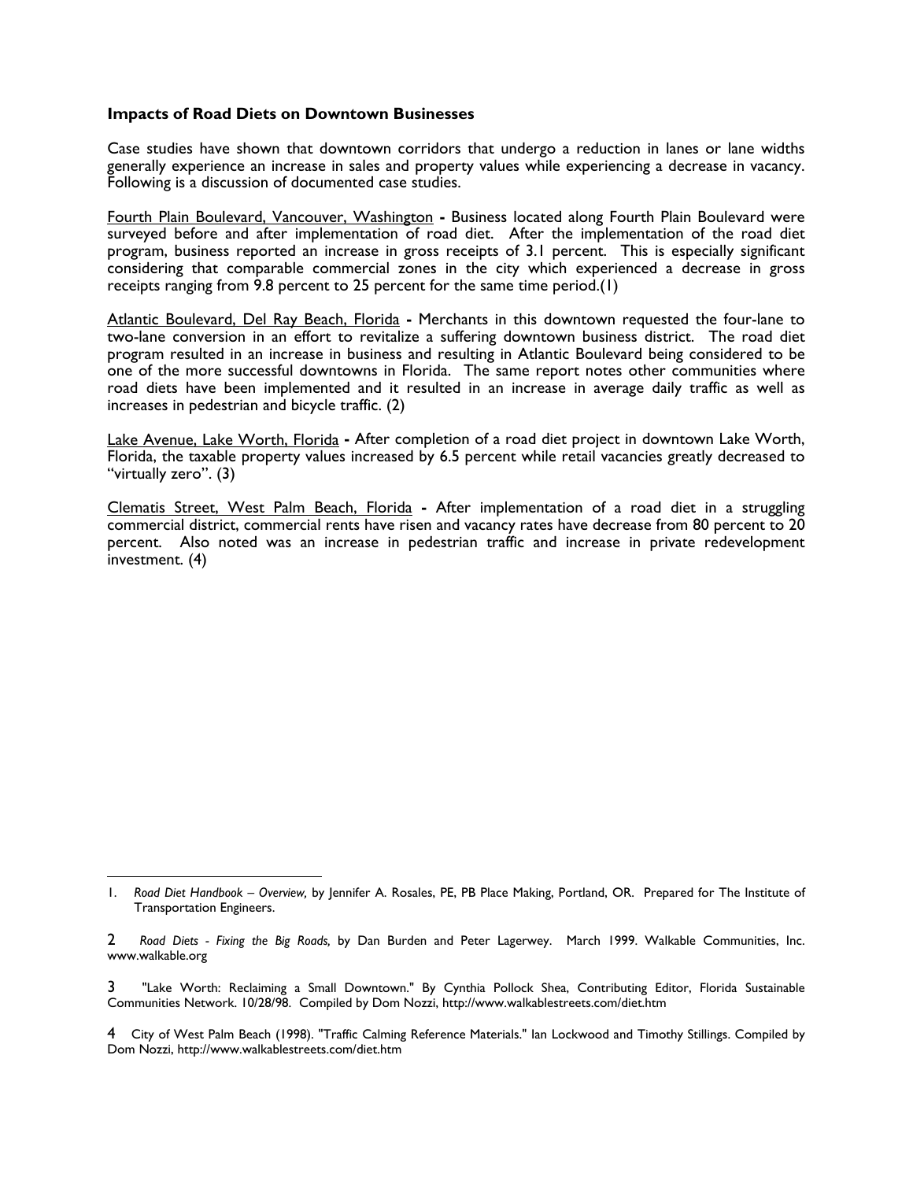**Impacts of Road Diets on Downtown Businesses**

Case studies have shown that downtown corridors that undergo a reduction in lanes or lane widths generally experience an increase in sales and property values while experiencing a decrease in vacancy. Following is a discussion of documented case studies.

Fourth Plain Boulevard, Vancouver, Washington - Business located along Fourth Plain Boulevard were surveyed before and after implementation of road diet. After the implementation of the road diet program, business reported an increase in gross receipts of 3.1 percent. This is especially significant considering that comparable commercial zones in the city which experienced a decrease in gross receipts ranging from 9.8 percent to 25 percent for the same time period.(1)

Atlantic Boulevard, Del Ray Beach, Florida - Merchants in this downtown requested the four-lane to two-lane conversion in an effort to revitalize a suffering downtown business district. The road diet program resulted in an increase in business and resulting in Atlantic Boulevard being considered to be one of the more successful downtowns in Florida. The same report notes other communities where road diets have been implemented and it resulted in an increase in average daily traffic as well as increases in pedestrian and bicycle traffic. (2)

Lake Avenue, Lake Worth, Florida - After completion of a road diet project in downtown Lake Worth, Florida, the taxable property values increased by 6.5 percent while retail vacancies greatly decreased to "virtually zero". (3)

Clematis Street, West Palm Beach, Florida - After implementation of a road diet in a struggling commercial district, commercial rents have risen and vacancy rates have decrease from 80 percent to 20 percent. Also noted was an increase in pedestrian traffic and increase in private redevelopment investment. (4)

---

1. *Road Diet Handbook – Overview,* by Jennifer A. Rosales, PE, PB Place Making, Portland, OR. Prepared for The Institute of Transportation Engineers.

2. *Road Diets - Fixing the Big Roads,* by Dan Burden and Peter Lagerwey. March 1999. Walkable Communities, Inc. www.walkable.org

3. "Lake Worth: Reclaiming a Small Downtown." By Cynthia Pollock Shea, Contributing Editor, Florida Sustainable Communities Network. 10/28/98. Compiled by Dom Nozzi, http://www.walkablestreets.com/diet.htm

4. City of West Palm Beach (1998). "Traffic Calming Reference Materials." Ian Lockwood and Timothy Stillings. Compiled by Dom Nozzi, http://www.walkablestreets.com/diet.htm